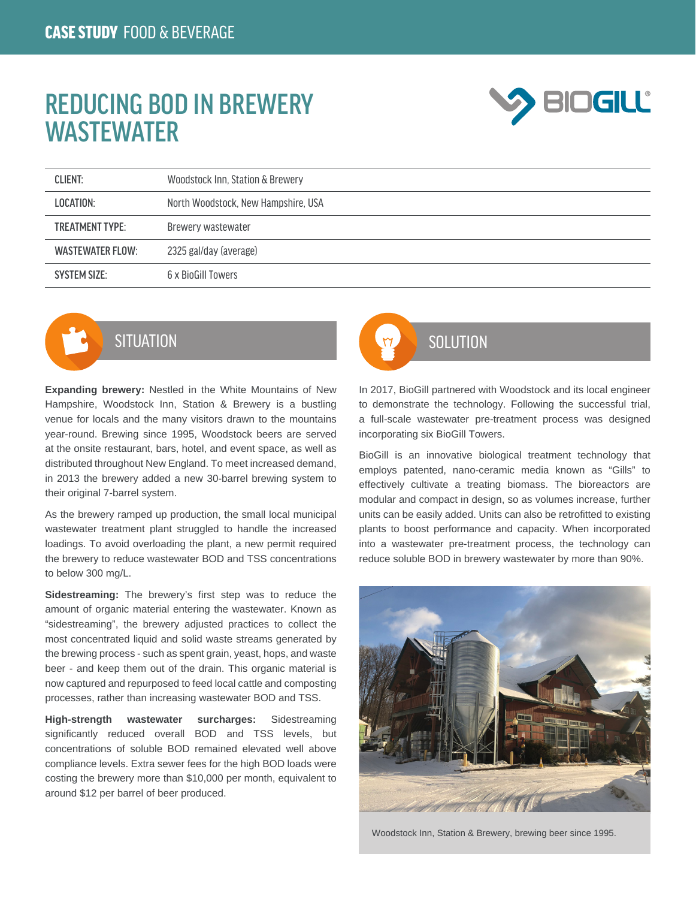CASE STUDY FOOD & BEVERAGE

# REDUCING BOD IN BREWERY WASTEWATER

| CLIENT: | Woodstock Inn, Station & Brewery |
| --- | --- |
| LOCATION: | North Woodstock, New Hampshire, USA |
| TREATMENT TYPE: | Brewery wastewater |
| WASTEWATER FLOW: | 2325 gal/day (average) |
| SYSTEM SIZE: | 6 x BioGill Towers |

## SITUATION

**Expanding brewery:** Nestled in the White Mountains of New Hampshire, Woodstock Inn, Station & Brewery is a bustling venue for locals and the many visitors drawn to the mountains year-round. Brewing since 1995, Woodstock beers are served at the onsite restaurant, bars, hotel, and event space, as well as distributed throughout New England. To meet increased demand, in 2013 the brewery added a new 30-barrel brewing system to their original 7-barrel system.

As the brewery ramped up production, the small local municipal wastewater treatment plant struggled to handle the increased loadings. To avoid overloading the plant, a new permit required the brewery to reduce wastewater BOD and TSS concentrations to below 300 mg/L.

**Sidestreaming:** The brewery's first step was to reduce the amount of organic material entering the wastewater. Known as "sidestreaming", the brewery adjusted practices to collect the most concentrated liquid and solid waste streams generated by the brewing process - such as spent grain, yeast, hops, and waste beer - and keep them out of the drain. This organic material is now captured and repurposed to feed local cattle and composting processes, rather than increasing wastewater BOD and TSS.

**High-strength wastewater surcharges:** Sidestreaming significantly reduced overall BOD and TSS levels, but concentrations of soluble BOD remained elevated well above compliance levels. Extra sewer fees for the high BOD loads were costing the brewery more than $10,000 per month, equivalent to around $12 per barrel of beer produced.

## SOLUTION

In 2017, BioGill partnered with Woodstock and its local engineer to demonstrate the technology. Following the successful trial, a full-scale wastewater pre-treatment process was designed incorporating six BioGill Towers.

BioGill is an innovative biological treatment technology that employs patented, nano-ceramic media known as "Gills" to effectively cultivate a treating biomass. The bioreactors are modular and compact in design, so as volumes increase, further units can be easily added. Units can also be retrofitted to existing plants to boost performance and capacity. When incorporated into a wastewater pre-treatment process, the technology can reduce soluble BOD in brewery wastewater by more than 90%.

Woodstock Inn, Station & Brewery, brewing beer since 1995.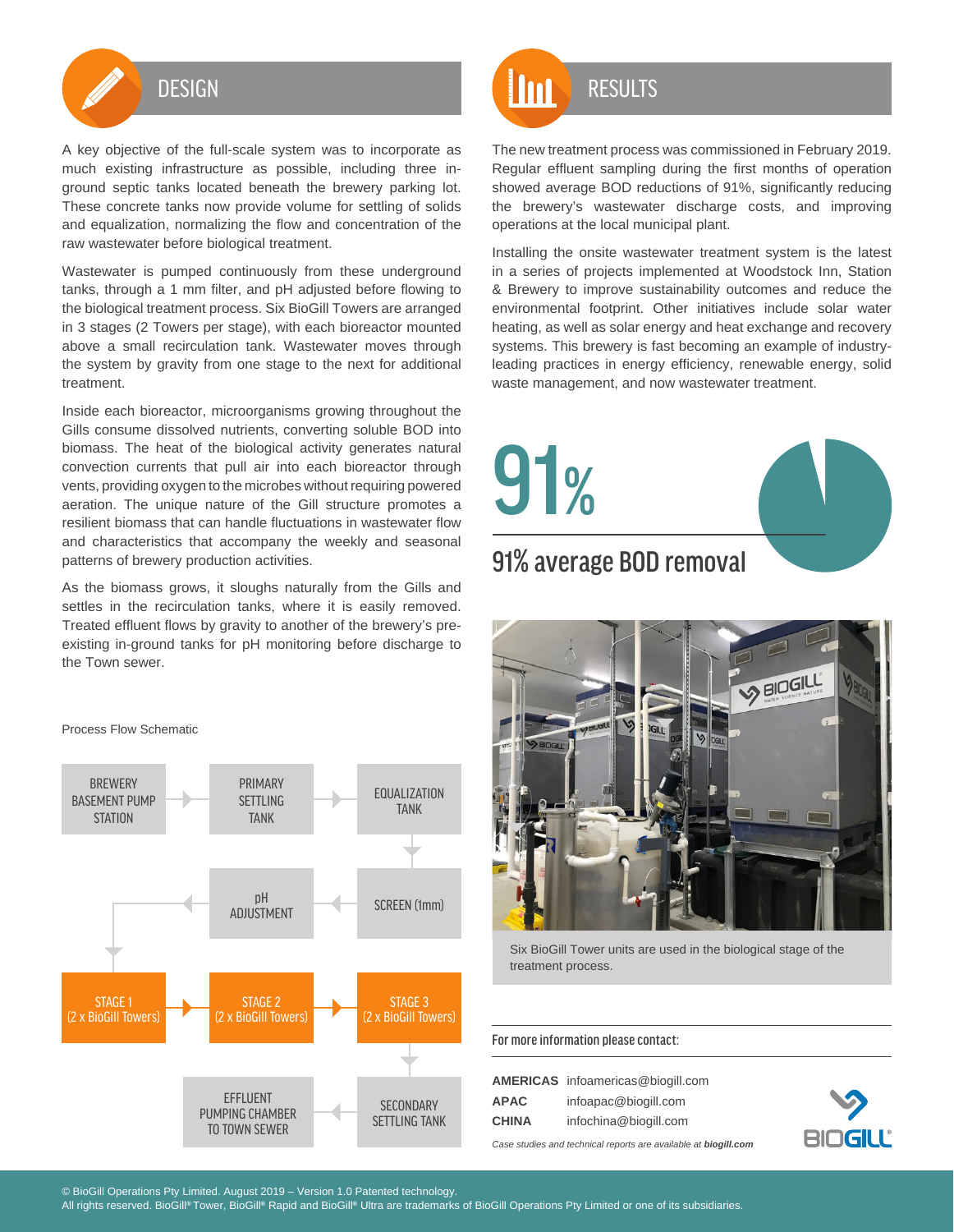## DESIGN

A key objective of the full-scale system was to incorporate as much existing infrastructure as possible, including three in-ground septic tanks located beneath the brewery parking lot. These concrete tanks now provide volume for settling of solids and equalization, normalizing the flow and concentration of the raw wastewater before biological treatment.

Wastewater is pumped continuously from these underground tanks, through a 1 mm filter, and pH adjusted before flowing to the biological treatment process. Six BioGill Towers are arranged in 3 stages (2 Towers per stage), with each bioreactor mounted above a small recirculation tank. Wastewater moves through the system by gravity from one stage to the next for additional treatment.

Inside each bioreactor, microorganisms growing throughout the Gills consume dissolved nutrients, converting soluble BOD into biomass. The heat of the biological activity generates natural convection currents that pull air into each bioreactor through vents, providing oxygen to the microbes without requiring powered aeration. The unique nature of the Gill structure promotes a resilient biomass that can handle fluctuations in wastewater flow and characteristics that accompany the weekly and seasonal patterns of brewery production activities.

As the biomass grows, it sloughs naturally from the Gills and settles in the recirculation tanks, where it is easily removed. Treated effluent flows by gravity to another of the brewery's pre-existing in-ground tanks for pH monitoring before discharge to the Town sewer.

Process Flow Schematic

BREWERY BASEMENT PUMP STATION → PRIMARY SETTLING TANK → EQUALIZATION TANK → SCREEN (1mm) → pH ADJUSTMENT → STAGE 1 (2 x BioGill Towers) → STAGE 2 (2 x BioGill Towers) → STAGE 3 (2 x BioGill Towers) → SECONDARY SETTLING TANK → EFFLUENT PUMPING CHAMBER TO TOWN SEWER

## RESULTS

The new treatment process was commissioned in February 2019. Regular effluent sampling during the first months of operation showed average BOD reductions of 91%, significantly reducing the brewery's wastewater discharge costs, and improving operations at the local municipal plant.

Installing the onsite wastewater treatment system is the latest in a series of projects implemented at Woodstock Inn, Station & Brewery to improve sustainability outcomes and reduce the environmental footprint. Other initiatives include solar water heating, as well as solar energy and heat exchange and recovery systems. This brewery is fast becoming an example of industry-leading practices in energy efficiency, renewable energy, solid waste management, and now wastewater treatment.

91%

91% average BOD removal

Six BioGill Tower units are used in the biological stage of the treatment process.

For more information please contact:

| | |
|---|---|
| **AMERICAS** | infoamericas@biogill.com |
| **APAC** | infoapac@biogill.com |
| **CHINA** | infochina@biogill.com |

*Case studies and technical reports are available at* ***biogill.com***

© BioGill Operations Pty Limited. August 2019 – Version 1.0 Patented technology.
All rights reserved. BioGill® Tower, BioGill® Rapid and BioGill® Ultra are trademarks of BioGill Operations Pty Limited or one of its subsidiaries.